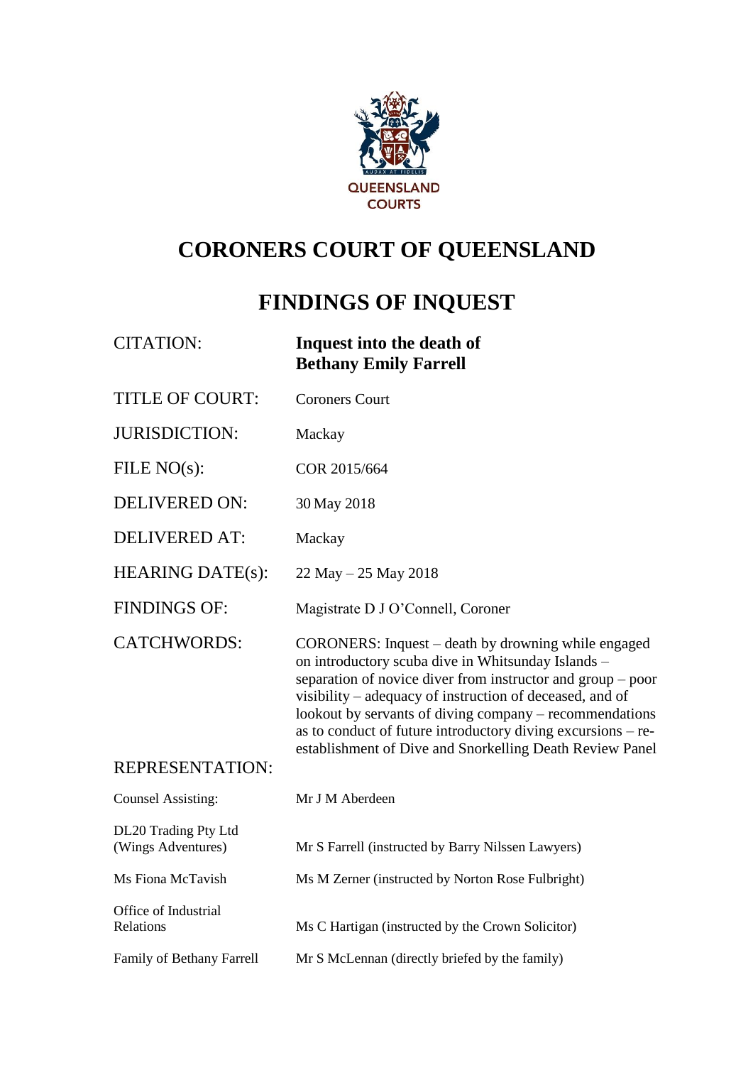QUEENSLAND COURTS

# CORONERS COURT OF QUEENSLAND

# FINDINGS OF INQUEST

| | |
|---|---|
| CITATION: | **Inquest into the death of Bethany Emily Farrell** |
| TITLE OF COURT: | Coroners Court |
| JURISDICTION: | Mackay |
| FILE NO(s): | COR 2015/664 |
| DELIVERED ON: | 30 May 2018 |
| DELIVERED AT: | Mackay |
| HEARING DATE(s): | 22 May – 25 May 2018 |
| FINDINGS OF: | Magistrate D J O'Connell, Coroner |
| CATCHWORDS: | CORONERS: Inquest – death by drowning while engaged on introductory scuba dive in Whitsunday Islands – separation of novice diver from instructor and group – poor visibility – adequacy of instruction of deceased, and of lookout by servants of diving company – recommendations as to conduct of future introductory diving excursions – re-establishment of Dive and Snorkelling Death Review Panel |

REPRESENTATION:

| | |
|---|---|
| Counsel Assisting: | Mr J M Aberdeen |
| DL20 Trading Pty Ltd (Wings Adventures) | Mr S Farrell (instructed by Barry Nilssen Lawyers) |
| Ms Fiona McTavish | Ms M Zerner (instructed by Norton Rose Fulbright) |
| Office of Industrial Relations | Ms C Hartigan (instructed by the Crown Solicitor) |
| Family of Bethany Farrell | Mr S McLennan (directly briefed by the family) |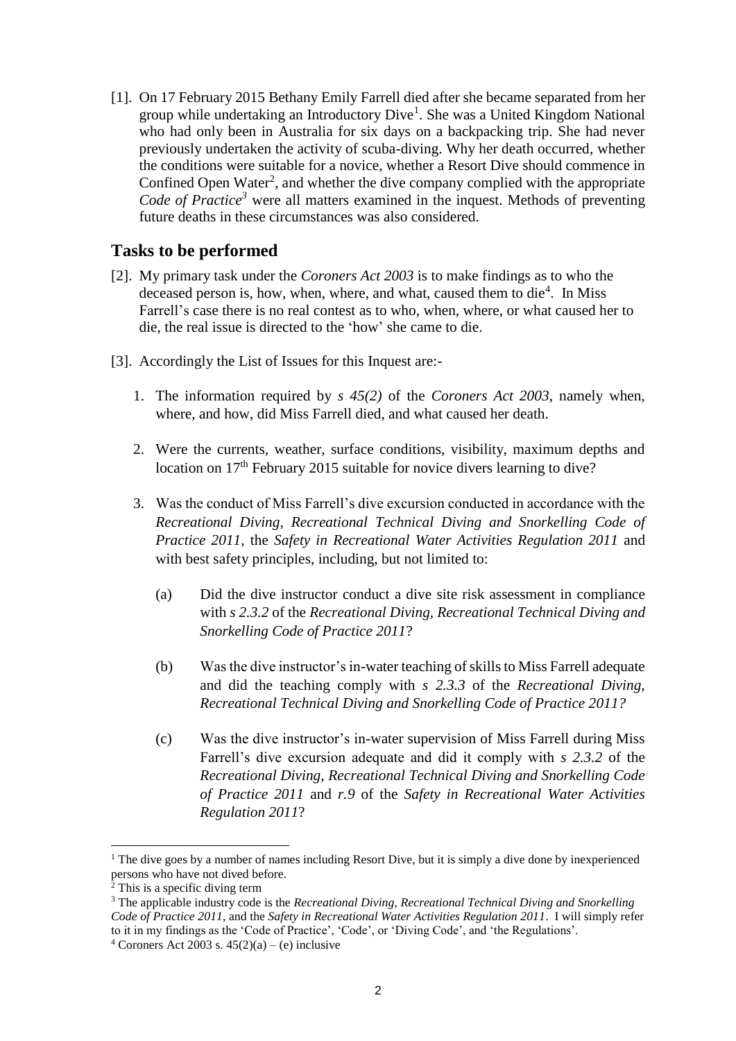[1]. On 17 February 2015 Bethany Emily Farrell died after she became separated from her group while undertaking an Introductory Dive[1]. She was a United Kingdom National who had only been in Australia for six days on a backpacking trip. She had never previously undertaken the activity of scuba-diving. Why her death occurred, whether the conditions were suitable for a novice, whether a Resort Dive should commence in Confined Open Water[2], and whether the dive company complied with the appropriate *Code of Practice*[3] were all matters examined in the inquest. Methods of preventing future deaths in these circumstances was also considered.

## Tasks to be performed

[2]. My primary task under the *Coroners Act 2003* is to make findings as to who the deceased person is, how, when, where, and what, caused them to die[4]. In Miss Farrell's case there is no real contest as to who, when, where, or what caused her to die, the real issue is directed to the 'how' she came to die.

[3]. Accordingly the List of Issues for this Inquest are:-

1. The information required by *s 45(2)* of the *Coroners Act 2003*, namely when, where, and how, did Miss Farrell died, and what caused her death.

2. Were the currents, weather, surface conditions, visibility, maximum depths and location on 17th February 2015 suitable for novice divers learning to dive?

3. Was the conduct of Miss Farrell's dive excursion conducted in accordance with the *Recreational Diving, Recreational Technical Diving and Snorkelling Code of Practice 2011*, the *Safety in Recreational Water Activities Regulation 2011* and with best safety principles, including, but not limited to:

    (a) Did the dive instructor conduct a dive site risk assessment in compliance with *s 2.3.2* of the *Recreational Diving, Recreational Technical Diving and Snorkelling Code of Practice 2011*?

    (b) Was the dive instructor's in-water teaching of skills to Miss Farrell adequate and did the teaching comply with *s 2.3.3* of the *Recreational Diving, Recreational Technical Diving and Snorkelling Code of Practice 2011?*

    (c) Was the dive instructor's in-water supervision of Miss Farrell during Miss Farrell's dive excursion adequate and did it comply with *s 2.3.2* of the *Recreational Diving, Recreational Technical Diving and Snorkelling Code of Practice 2011* and *r.9* of the *Safety in Recreational Water Activities Regulation 2011*?

---

[1] The dive goes by a number of names including Resort Dive, but it is simply a dive done by inexperienced persons who have not dived before.

[2] This is a specific diving term

[3] The applicable industry code is the *Recreational Diving, Recreational Technical Diving and Snorkelling Code of Practice 2011*, and the *Safety in Recreational Water Activities Regulation 2011*. I will simply refer to it in my findings as the 'Code of Practice', 'Code', or 'Diving Code', and 'the Regulations'.

[4] Coroners Act 2003 s. 45(2)(a) – (e) inclusive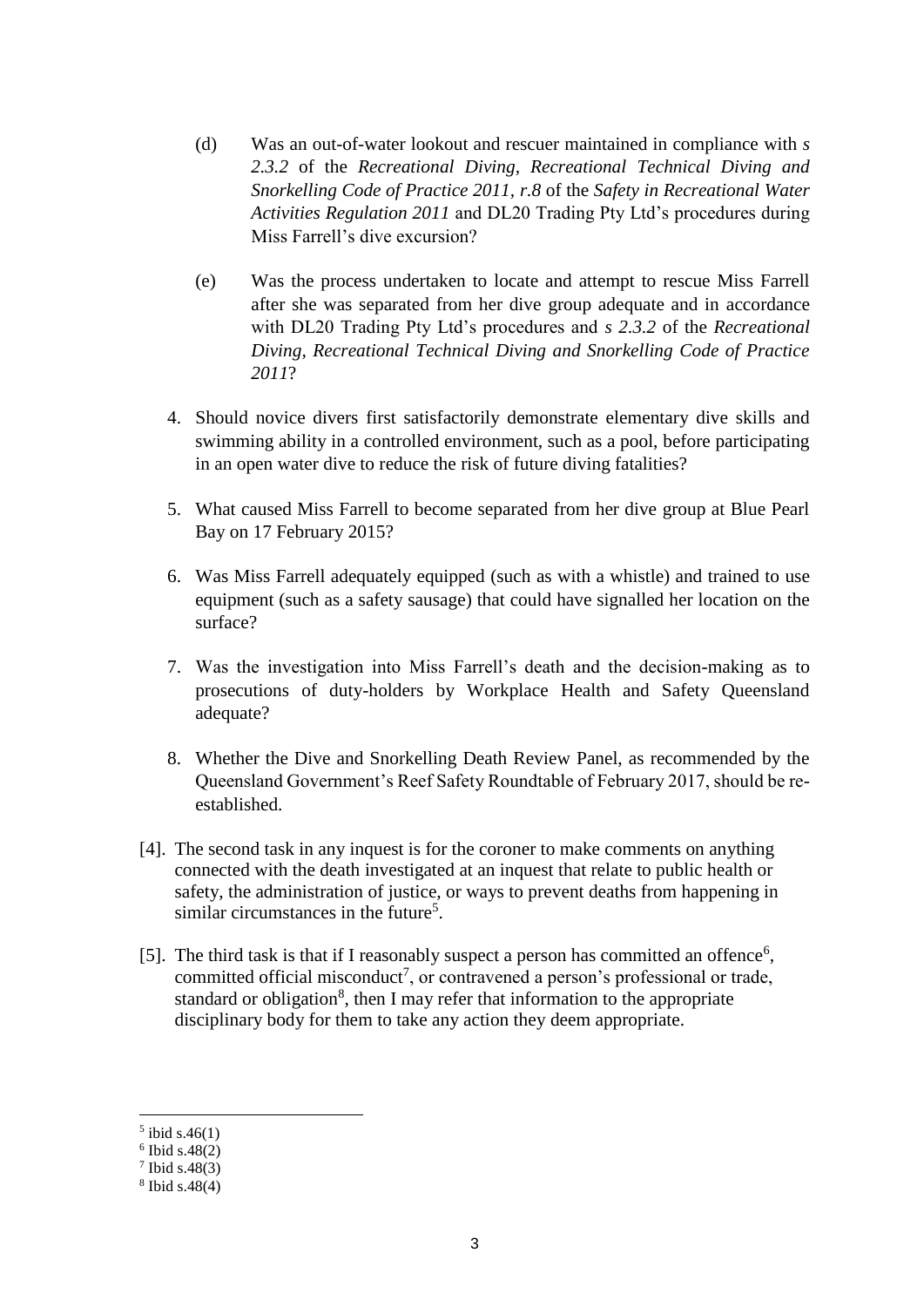(d) Was an out-of-water lookout and rescuer maintained in compliance with *s 2.3.2* of the *Recreational Diving, Recreational Technical Diving and Snorkelling Code of Practice 2011, r.8* of the *Safety in Recreational Water Activities Regulation 2011* and DL20 Trading Pty Ltd's procedures during Miss Farrell's dive excursion?

(e) Was the process undertaken to locate and attempt to rescue Miss Farrell after she was separated from her dive group adequate and in accordance with DL20 Trading Pty Ltd's procedures and *s 2.3.2* of the *Recreational Diving, Recreational Technical Diving and Snorkelling Code of Practice 2011*?

4. Should novice divers first satisfactorily demonstrate elementary dive skills and swimming ability in a controlled environment, such as a pool, before participating in an open water dive to reduce the risk of future diving fatalities?

5. What caused Miss Farrell to become separated from her dive group at Blue Pearl Bay on 17 February 2015?

6. Was Miss Farrell adequately equipped (such as with a whistle) and trained to use equipment (such as a safety sausage) that could have signalled her location on the surface?

7. Was the investigation into Miss Farrell's death and the decision-making as to prosecutions of duty-holders by Workplace Health and Safety Queensland adequate?

8. Whether the Dive and Snorkelling Death Review Panel, as recommended by the Queensland Government's Reef Safety Roundtable of February 2017, should be re-established.

[4]. The second task in any inquest is for the coroner to make comments on anything connected with the death investigated at an inquest that relate to public health or safety, the administration of justice, or ways to prevent deaths from happening in similar circumstances in the future[5].

[5]. The third task is that if I reasonably suspect a person has committed an offence[6], committed official misconduct[7], or contravened a person's professional or trade, standard or obligation[8], then I may refer that information to the appropriate disciplinary body for them to take any action they deem appropriate.

---

[5] ibid s.46(1)

[6] Ibid s.48(2)

[7] Ibid s.48(3)

[8] Ibid s.48(4)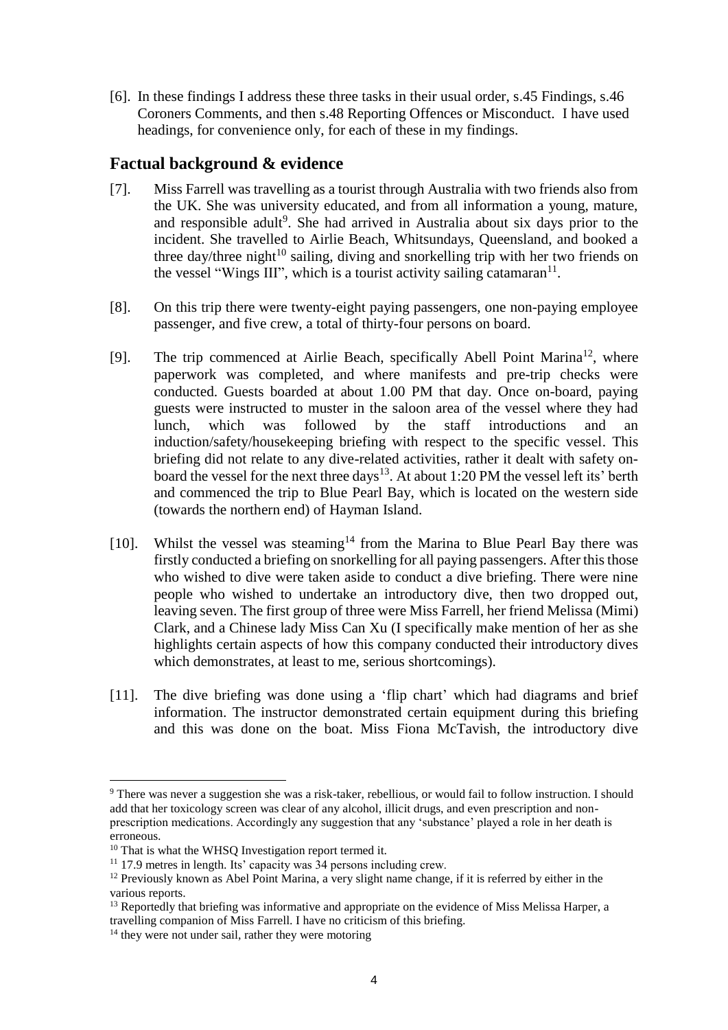[6]. In these findings I address these three tasks in their usual order, s.45 Findings, s.46 Coroners Comments, and then s.48 Reporting Offences or Misconduct. I have used headings, for convenience only, for each of these in my findings.

## Factual background & evidence

[7]. Miss Farrell was travelling as a tourist through Australia with two friends also from the UK. She was university educated, and from all information a young, mature, and responsible adult[9]. She had arrived in Australia about six days prior to the incident. She travelled to Airlie Beach, Whitsundays, Queensland, and booked a three day/three night[10] sailing, diving and snorkelling trip with her two friends on the vessel "Wings III", which is a tourist activity sailing catamaran[11].

[8]. On this trip there were twenty-eight paying passengers, one non-paying employee passenger, and five crew, a total of thirty-four persons on board.

[9]. The trip commenced at Airlie Beach, specifically Abell Point Marina[12], where paperwork was completed, and where manifests and pre-trip checks were conducted. Guests boarded at about 1.00 PM that day. Once on-board, paying guests were instructed to muster in the saloon area of the vessel where they had lunch, which was followed by the staff introductions and an induction/safety/housekeeping briefing with respect to the specific vessel. This briefing did not relate to any dive-related activities, rather it dealt with safety on-board the vessel for the next three days[13]. At about 1:20 PM the vessel left its' berth and commenced the trip to Blue Pearl Bay, which is located on the western side (towards the northern end) of Hayman Island.

[10]. Whilst the vessel was steaming[14] from the Marina to Blue Pearl Bay there was firstly conducted a briefing on snorkelling for all paying passengers. After this those who wished to dive were taken aside to conduct a dive briefing. There were nine people who wished to undertake an introductory dive, then two dropped out, leaving seven. The first group of three were Miss Farrell, her friend Melissa (Mimi) Clark, and a Chinese lady Miss Can Xu (I specifically make mention of her as she highlights certain aspects of how this company conducted their introductory dives which demonstrates, at least to me, serious shortcomings).

[11]. The dive briefing was done using a 'flip chart' which had diagrams and brief information. The instructor demonstrated certain equipment during this briefing and this was done on the boat. Miss Fiona McTavish, the introductory dive

---

[9] There was never a suggestion she was a risk-taker, rebellious, or would fail to follow instruction. I should add that her toxicology screen was clear of any alcohol, illicit drugs, and even prescription and non-prescription medications. Accordingly any suggestion that any 'substance' played a role in her death is erroneous.

[10] That is what the WHSQ Investigation report termed it.

[11] 17.9 metres in length. Its' capacity was 34 persons including crew.

[12] Previously known as Abel Point Marina, a very slight name change, if it is referred by either in the various reports.

[13] Reportedly that briefing was informative and appropriate on the evidence of Miss Melissa Harper, a travelling companion of Miss Farrell. I have no criticism of this briefing.

[14] they were not under sail, rather they were motoring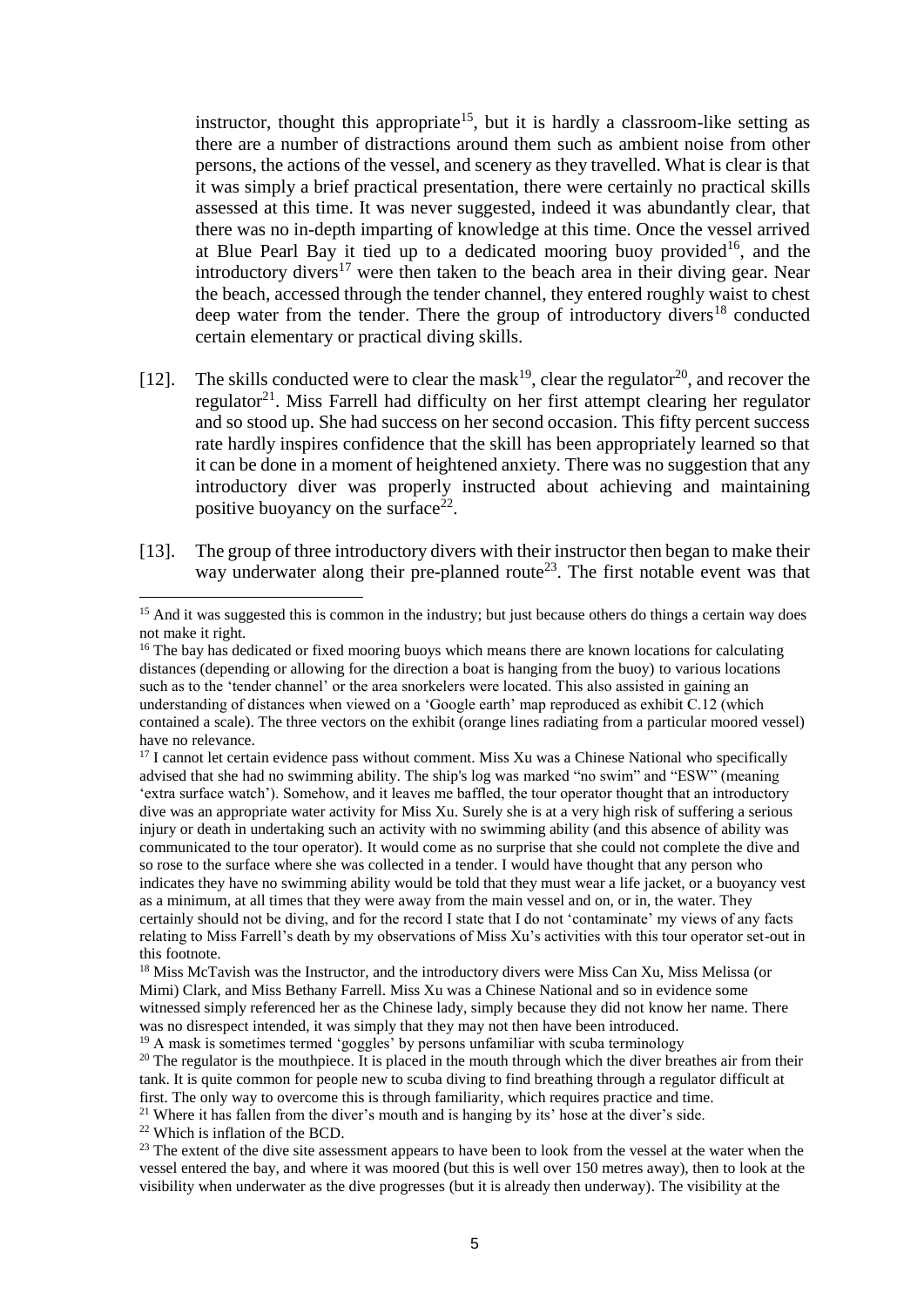instructor, thought this appropriate[15], but it is hardly a classroom-like setting as there are a number of distractions around them such as ambient noise from other persons, the actions of the vessel, and scenery as they travelled. What is clear is that it was simply a brief practical presentation, there were certainly no practical skills assessed at this time. It was never suggested, indeed it was abundantly clear, that there was no in-depth imparting of knowledge at this time. Once the vessel arrived at Blue Pearl Bay it tied up to a dedicated mooring buoy provided[16], and the introductory divers[17] were then taken to the beach area in their diving gear. Near the beach, accessed through the tender channel, they entered roughly waist to chest deep water from the tender. There the group of introductory divers[18] conducted certain elementary or practical diving skills.

[12]. The skills conducted were to clear the mask[19], clear the regulator[20], and recover the regulator[21]. Miss Farrell had difficulty on her first attempt clearing her regulator and so stood up. She had success on her second occasion. This fifty percent success rate hardly inspires confidence that the skill has been appropriately learned so that it can be done in a moment of heightened anxiety. There was no suggestion that any introductory diver was properly instructed about achieving and maintaining positive buoyancy on the surface[22].

[13]. The group of three introductory divers with their instructor then began to make their way underwater along their pre-planned route[23]. The first notable event was that

---

[15] And it was suggested this is common in the industry; but just because others do things a certain way does not make it right.

[16] The bay has dedicated or fixed mooring buoys which means there are known locations for calculating distances (depending or allowing for the direction a boat is hanging from the buoy) to various locations such as to the 'tender channel' or the area snorkelers were located. This also assisted in gaining an understanding of distances when viewed on a 'Google earth' map reproduced as exhibit C.12 (which contained a scale). The three vectors on the exhibit (orange lines radiating from a particular moored vessel) have no relevance.

[17] I cannot let certain evidence pass without comment. Miss Xu was a Chinese National who specifically advised that she had no swimming ability. The ship's log was marked "no swim" and "ESW" (meaning 'extra surface watch'). Somehow, and it leaves me baffled, the tour operator thought that an introductory dive was an appropriate water activity for Miss Xu. Surely she is at a very high risk of suffering a serious injury or death in undertaking such an activity with no swimming ability (and this absence of ability was communicated to the tour operator). It would come as no surprise that she could not complete the dive and so rose to the surface where she was collected in a tender. I would have thought that any person who indicates they have no swimming ability would be told that they must wear a life jacket, or a buoyancy vest as a minimum, at all times that they were away from the main vessel and on, or in, the water. They certainly should not be diving, and for the record I state that I do not 'contaminate' my views of any facts relating to Miss Farrell's death by my observations of Miss Xu's activities with this tour operator set-out in this footnote.

[18] Miss McTavish was the Instructor, and the introductory divers were Miss Can Xu, Miss Melissa (or Mimi) Clark, and Miss Bethany Farrell. Miss Xu was a Chinese National and so in evidence some witnessed simply referenced her as the Chinese lady, simply because they did not know her name. There was no disrespect intended, it was simply that they may not then have been introduced.

[19] A mask is sometimes termed 'goggles' by persons unfamiliar with scuba terminology

[20] The regulator is the mouthpiece. It is placed in the mouth through which the diver breathes air from their tank. It is quite common for people new to scuba diving to find breathing through a regulator difficult at first. The only way to overcome this is through familiarity, which requires practice and time.

[21] Where it has fallen from the diver's mouth and is hanging by its' hose at the diver's side.

[22] Which is inflation of the BCD.

[23] The extent of the dive site assessment appears to have been to look from the vessel at the water when the vessel entered the bay, and where it was moored (but this is well over 150 metres away), then to look at the visibility when underwater as the dive progresses (but it is already then underway). The visibility at the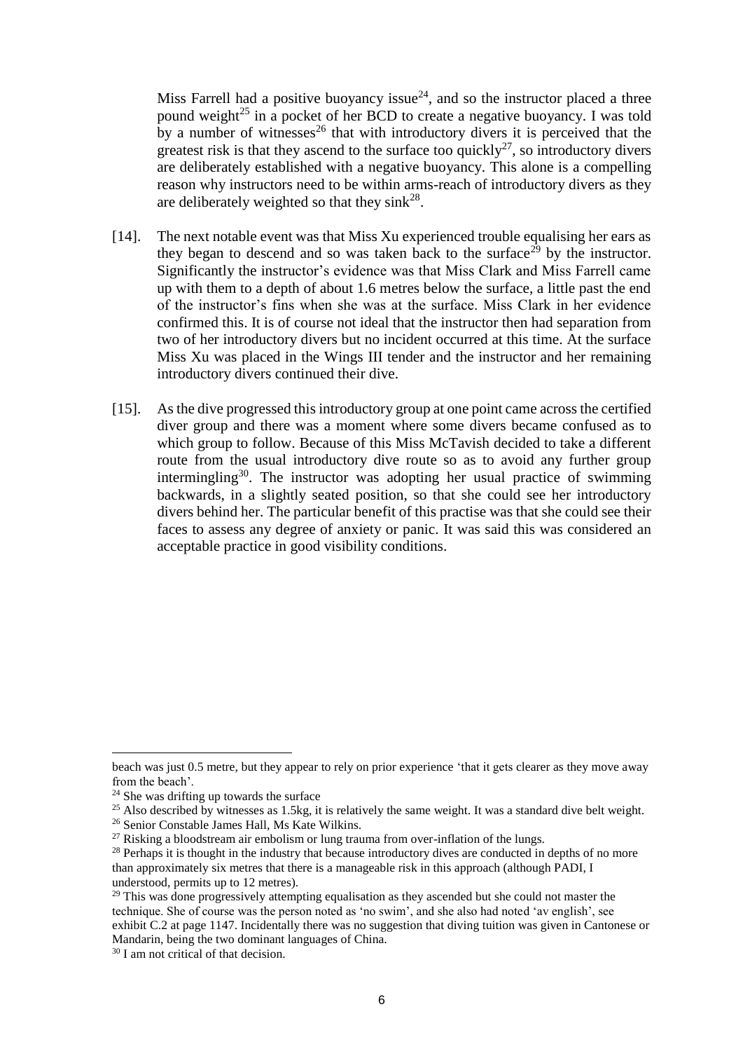Miss Farrell had a positive buoyancy issue[24], and so the instructor placed a three pound weight[25] in a pocket of her BCD to create a negative buoyancy. I was told by a number of witnesses[26] that with introductory divers it is perceived that the greatest risk is that they ascend to the surface too quickly[27], so introductory divers are deliberately established with a negative buoyancy. This alone is a compelling reason why instructors need to be within arms-reach of introductory divers as they are deliberately weighted so that they sink[28].

[14]. The next notable event was that Miss Xu experienced trouble equalising her ears as they began to descend and so was taken back to the surface[29] by the instructor. Significantly the instructor's evidence was that Miss Clark and Miss Farrell came up with them to a depth of about 1.6 metres below the surface, a little past the end of the instructor's fins when she was at the surface. Miss Clark in her evidence confirmed this. It is of course not ideal that the instructor then had separation from two of her introductory divers but no incident occurred at this time. At the surface Miss Xu was placed in the Wings III tender and the instructor and her remaining introductory divers continued their dive.

[15]. As the dive progressed this introductory group at one point came across the certified diver group and there was a moment where some divers became confused as to which group to follow. Because of this Miss McTavish decided to take a different route from the usual introductory dive route so as to avoid any further group intermingling[30]. The instructor was adopting her usual practice of swimming backwards, in a slightly seated position, so that she could see her introductory divers behind her. The particular benefit of this practise was that she could see their faces to assess any degree of anxiety or panic. It was said this was considered an acceptable practice in good visibility conditions.

---

beach was just 0.5 metre, but they appear to rely on prior experience 'that it gets clearer as they move away from the beach'.

[24] She was drifting up towards the surface

[25] Also described by witnesses as 1.5kg, it is relatively the same weight. It was a standard dive belt weight.

[26] Senior Constable James Hall, Ms Kate Wilkins.

[27] Risking a bloodstream air embolism or lung trauma from over-inflation of the lungs.

[28] Perhaps it is thought in the industry that because introductory dives are conducted in depths of no more than approximately six metres that there is a manageable risk in this approach (although PADI, I understood, permits up to 12 metres).

[29] This was done progressively attempting equalisation as they ascended but she could not master the technique. She of course was the person noted as 'no swim', and she also had noted 'av english', see exhibit C.2 at page 1147. Incidentally there was no suggestion that diving tuition was given in Cantonese or Mandarin, being the two dominant languages of China.

[30] I am not critical of that decision.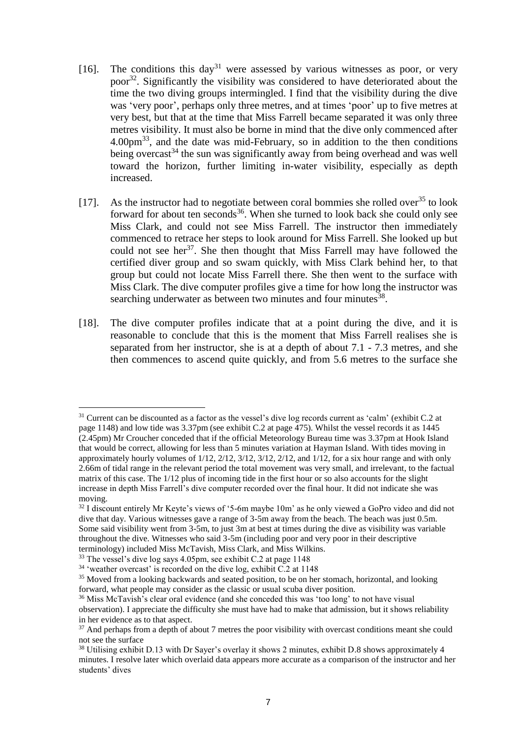[16]. The conditions this day[31] were assessed by various witnesses as poor, or very poor[32]. Significantly the visibility was considered to have deteriorated about the time the two diving groups intermingled. I find that the visibility during the dive was 'very poor', perhaps only three metres, and at times 'poor' up to five metres at very best, but that at the time that Miss Farrell became separated it was only three metres visibility. It must also be borne in mind that the dive only commenced after 4.00pm[33], and the date was mid-February, so in addition to the then conditions being overcast[34] the sun was significantly away from being overhead and was well toward the horizon, further limiting in-water visibility, especially as depth increased.

[17]. As the instructor had to negotiate between coral bommies she rolled over[35] to look forward for about ten seconds[36]. When she turned to look back she could only see Miss Clark, and could not see Miss Farrell. The instructor then immediately commenced to retrace her steps to look around for Miss Farrell. She looked up but could not see her[37]. She then thought that Miss Farrell may have followed the certified diver group and so swam quickly, with Miss Clark behind her, to that group but could not locate Miss Farrell there. She then went to the surface with Miss Clark. The dive computer profiles give a time for how long the instructor was searching underwater as between two minutes and four minutes[38].

[18]. The dive computer profiles indicate that at a point during the dive, and it is reasonable to conclude that this is the moment that Miss Farrell realises she is separated from her instructor, she is at a depth of about 7.1 - 7.3 metres, and she then commences to ascend quite quickly, and from 5.6 metres to the surface she

---

[31] Current can be discounted as a factor as the vessel's dive log records current as 'calm' (exhibit C.2 at page 1148) and low tide was 3.37pm (see exhibit C.2 at page 475). Whilst the vessel records it as 1445 (2.45pm) Mr Croucher conceded that if the official Meteorology Bureau time was 3.37pm at Hook Island that would be correct, allowing for less than 5 minutes variation at Hayman Island. With tides moving in approximately hourly volumes of 1/12, 2/12, 3/12, 3/12, 2/12, and 1/12, for a six hour range and with only 2.66m of tidal range in the relevant period the total movement was very small, and irrelevant, to the factual matrix of this case. The 1/12 plus of incoming tide in the first hour or so also accounts for the slight increase in depth Miss Farrell's dive computer recorded over the final hour. It did not indicate she was moving.

[32] I discount entirely Mr Keyte's views of '5-6m maybe 10m' as he only viewed a GoPro video and did not dive that day. Various witnesses gave a range of 3-5m away from the beach. The beach was just 0.5m. Some said visibility went from 3-5m, to just 3m at best at times during the dive as visibility was variable throughout the dive. Witnesses who said 3-5m (including poor and very poor in their descriptive terminology) included Miss McTavish, Miss Clark, and Miss Wilkins.

[33] The vessel's dive log says 4.05pm, see exhibit C.2 at page 1148

[34] 'weather overcast' is recorded on the dive log, exhibit C.2 at 1148

[35] Moved from a looking backwards and seated position, to be on her stomach, horizontal, and looking forward, what people may consider as the classic or usual scuba diver position.

[36] Miss McTavish's clear oral evidence (and she conceded this was 'too long' to not have visual observation). I appreciate the difficulty she must have had to make that admission, but it shows reliability in her evidence as to that aspect.

[37] And perhaps from a depth of about 7 metres the poor visibility with overcast conditions meant she could not see the surface

[38] Utilising exhibit D.13 with Dr Sayer's overlay it shows 2 minutes, exhibit D.8 shows approximately 4 minutes. I resolve later which overlaid data appears more accurate as a comparison of the instructor and her students' dives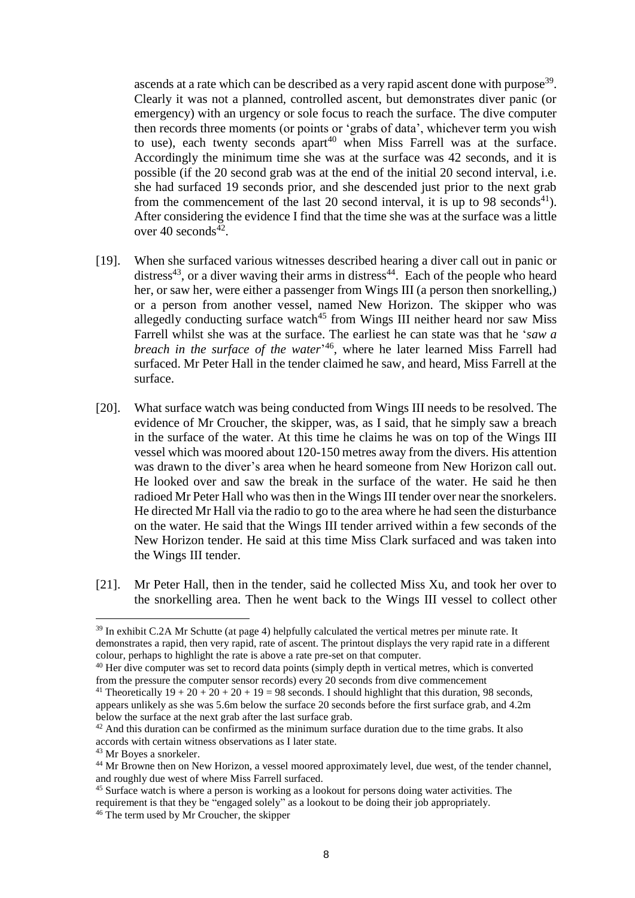ascends at a rate which can be described as a very rapid ascent done with purpose[39]. Clearly it was not a planned, controlled ascent, but demonstrates diver panic (or emergency) with an urgency or sole focus to reach the surface. The dive computer then records three moments (or points or 'grabs of data', whichever term you wish to use), each twenty seconds apart[40] when Miss Farrell was at the surface. Accordingly the minimum time she was at the surface was 42 seconds, and it is possible (if the 20 second grab was at the end of the initial 20 second interval, i.e. she had surfaced 19 seconds prior, and she descended just prior to the next grab from the commencement of the last 20 second interval, it is up to 98 seconds[41]). After considering the evidence I find that the time she was at the surface was a little over 40 seconds[42].

[19]. When she surfaced various witnesses described hearing a diver call out in panic or distress[43], or a diver waving their arms in distress[44]. Each of the people who heard her, or saw her, were either a passenger from Wings III (a person then snorkelling,) or a person from another vessel, named New Horizon. The skipper who was allegedly conducting surface watch[45] from Wings III neither heard nor saw Miss Farrell whilst she was at the surface. The earliest he can state was that he '*saw a breach in the surface of the water*'[46], where he later learned Miss Farrell had surfaced. Mr Peter Hall in the tender claimed he saw, and heard, Miss Farrell at the surface.

[20]. What surface watch was being conducted from Wings III needs to be resolved. The evidence of Mr Croucher, the skipper, was, as I said, that he simply saw a breach in the surface of the water. At this time he claims he was on top of the Wings III vessel which was moored about 120-150 metres away from the divers. His attention was drawn to the diver's area when he heard someone from New Horizon call out. He looked over and saw the break in the surface of the water. He said he then radioed Mr Peter Hall who was then in the Wings III tender over near the snorkelers. He directed Mr Hall via the radio to go to the area where he had seen the disturbance on the water. He said that the Wings III tender arrived within a few seconds of the New Horizon tender. He said at this time Miss Clark surfaced and was taken into the Wings III tender.

[21]. Mr Peter Hall, then in the tender, said he collected Miss Xu, and took her over to the snorkelling area. Then he went back to the Wings III vessel to collect other

---

[39] In exhibit C.2A Mr Schutte (at page 4) helpfully calculated the vertical metres per minute rate. It demonstrates a rapid, then very rapid, rate of ascent. The printout displays the very rapid rate in a different colour, perhaps to highlight the rate is above a rate pre-set on that computer.

[40] Her dive computer was set to record data points (simply depth in vertical metres, which is converted from the pressure the computer sensor records) every 20 seconds from dive commencement

[41] Theoretically 19 + 20 + 20 + 20 + 19 = 98 seconds. I should highlight that this duration, 98 seconds, appears unlikely as she was 5.6m below the surface 20 seconds before the first surface grab, and 4.2m below the surface at the next grab after the last surface grab.

[42] And this duration can be confirmed as the minimum surface duration due to the time grabs. It also accords with certain witness observations as I later state.

[43] Mr Boyes a snorkeler.

[44] Mr Browne then on New Horizon, a vessel moored approximately level, due west, of the tender channel, and roughly due west of where Miss Farrell surfaced.

[45] Surface watch is where a person is working as a lookout for persons doing water activities. The requirement is that they be "engaged solely" as a lookout to be doing their job appropriately.

[46] The term used by Mr Croucher, the skipper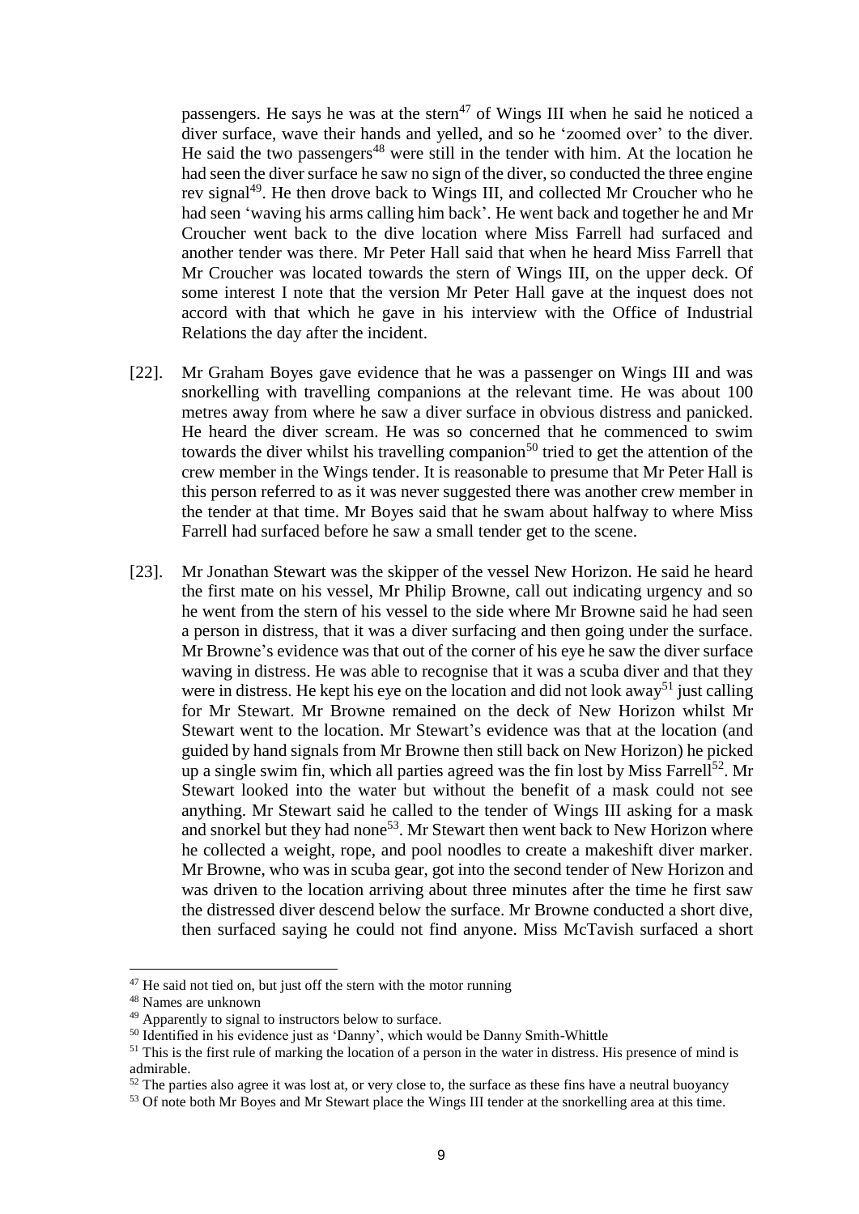passengers. He says he was at the stern[47] of Wings III when he said he noticed a diver surface, wave their hands and yelled, and so he 'zoomed over' to the diver. He said the two passengers[48] were still in the tender with him. At the location he had seen the diver surface he saw no sign of the diver, so conducted the three engine rev signal[49]. He then drove back to Wings III, and collected Mr Croucher who he had seen 'waving his arms calling him back'. He went back and together he and Mr Croucher went back to the dive location where Miss Farrell had surfaced and another tender was there. Mr Peter Hall said that when he heard Miss Farrell that Mr Croucher was located towards the stern of Wings III, on the upper deck. Of some interest I note that the version Mr Peter Hall gave at the inquest does not accord with that which he gave in his interview with the Office of Industrial Relations the day after the incident.

[22]. Mr Graham Boyes gave evidence that he was a passenger on Wings III and was snorkelling with travelling companions at the relevant time. He was about 100 metres away from where he saw a diver surface in obvious distress and panicked. He heard the diver scream. He was so concerned that he commenced to swim towards the diver whilst his travelling companion[50] tried to get the attention of the crew member in the Wings tender. It is reasonable to presume that Mr Peter Hall is this person referred to as it was never suggested there was another crew member in the tender at that time. Mr Boyes said that he swam about halfway to where Miss Farrell had surfaced before he saw a small tender get to the scene.

[23]. Mr Jonathan Stewart was the skipper of the vessel New Horizon. He said he heard the first mate on his vessel, Mr Philip Browne, call out indicating urgency and so he went from the stern of his vessel to the side where Mr Browne said he had seen a person in distress, that it was a diver surfacing and then going under the surface. Mr Browne's evidence was that out of the corner of his eye he saw the diver surface waving in distress. He was able to recognise that it was a scuba diver and that they were in distress. He kept his eye on the location and did not look away[51] just calling for Mr Stewart. Mr Browne remained on the deck of New Horizon whilst Mr Stewart went to the location. Mr Stewart's evidence was that at the location (and guided by hand signals from Mr Browne then still back on New Horizon) he picked up a single swim fin, which all parties agreed was the fin lost by Miss Farrell[52]. Mr Stewart looked into the water but without the benefit of a mask could not see anything. Mr Stewart said he called to the tender of Wings III asking for a mask and snorkel but they had none[53]. Mr Stewart then went back to New Horizon where he collected a weight, rope, and pool noodles to create a makeshift diver marker. Mr Browne, who was in scuba gear, got into the second tender of New Horizon and was driven to the location arriving about three minutes after the time he first saw the distressed diver descend below the surface. Mr Browne conducted a short dive, then surfaced saying he could not find anyone. Miss McTavish surfaced a short

---

[47] He said not tied on, but just off the stern with the motor running

[48] Names are unknown

[49] Apparently to signal to instructors below to surface.

[50] Identified in his evidence just as 'Danny', which would be Danny Smith-Whittle

[51] This is the first rule of marking the location of a person in the water in distress. His presence of mind is admirable.

[52] The parties also agree it was lost at, or very close to, the surface as these fins have a neutral buoyancy

[53] Of note both Mr Boyes and Mr Stewart place the Wings III tender at the snorkelling area at this time.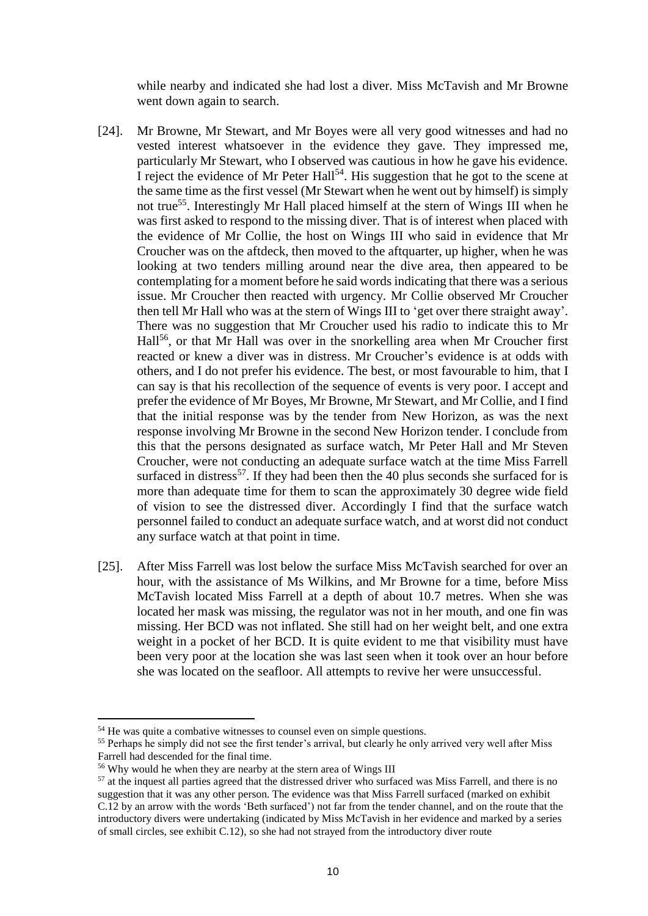while nearby and indicated she had lost a diver. Miss McTavish and Mr Browne went down again to search.

[24]. Mr Browne, Mr Stewart, and Mr Boyes were all very good witnesses and had no vested interest whatsoever in the evidence they gave. They impressed me, particularly Mr Stewart, who I observed was cautious in how he gave his evidence. I reject the evidence of Mr Peter Hall[54]. His suggestion that he got to the scene at the same time as the first vessel (Mr Stewart when he went out by himself) is simply not true[55]. Interestingly Mr Hall placed himself at the stern of Wings III when he was first asked to respond to the missing diver. That is of interest when placed with the evidence of Mr Collie, the host on Wings III who said in evidence that Mr Croucher was on the aftdeck, then moved to the aftquarter, up higher, when he was looking at two tenders milling around near the dive area, then appeared to be contemplating for a moment before he said words indicating that there was a serious issue. Mr Croucher then reacted with urgency. Mr Collie observed Mr Croucher then tell Mr Hall who was at the stern of Wings III to 'get over there straight away'. There was no suggestion that Mr Croucher used his radio to indicate this to Mr Hall[56], or that Mr Hall was over in the snorkelling area when Mr Croucher first reacted or knew a diver was in distress. Mr Croucher's evidence is at odds with others, and I do not prefer his evidence. The best, or most favourable to him, that I can say is that his recollection of the sequence of events is very poor. I accept and prefer the evidence of Mr Boyes, Mr Browne, Mr Stewart, and Mr Collie, and I find that the initial response was by the tender from New Horizon, as was the next response involving Mr Browne in the second New Horizon tender. I conclude from this that the persons designated as surface watch, Mr Peter Hall and Mr Steven Croucher, were not conducting an adequate surface watch at the time Miss Farrell surfaced in distress[57]. If they had been then the 40 plus seconds she surfaced for is more than adequate time for them to scan the approximately 30 degree wide field of vision to see the distressed diver. Accordingly I find that the surface watch personnel failed to conduct an adequate surface watch, and at worst did not conduct any surface watch at that point in time.

[25]. After Miss Farrell was lost below the surface Miss McTavish searched for over an hour, with the assistance of Ms Wilkins, and Mr Browne for a time, before Miss McTavish located Miss Farrell at a depth of about 10.7 metres. When she was located her mask was missing, the regulator was not in her mouth, and one fin was missing. Her BCD was not inflated. She still had on her weight belt, and one extra weight in a pocket of her BCD. It is quite evident to me that visibility must have been very poor at the location she was last seen when it took over an hour before she was located on the seafloor. All attempts to revive her were unsuccessful.

---

[54] He was quite a combative witnesses to counsel even on simple questions.

[55] Perhaps he simply did not see the first tender's arrival, but clearly he only arrived very well after Miss Farrell had descended for the final time.

[56] Why would he when they are nearby at the stern area of Wings III

[57] at the inquest all parties agreed that the distressed driver who surfaced was Miss Farrell, and there is no suggestion that it was any other person. The evidence was that Miss Farrell surfaced (marked on exhibit C.12 by an arrow with the words 'Beth surfaced') not far from the tender channel, and on the route that the introductory divers were undertaking (indicated by Miss McTavish in her evidence and marked by a series of small circles, see exhibit C.12), so she had not strayed from the introductory diver route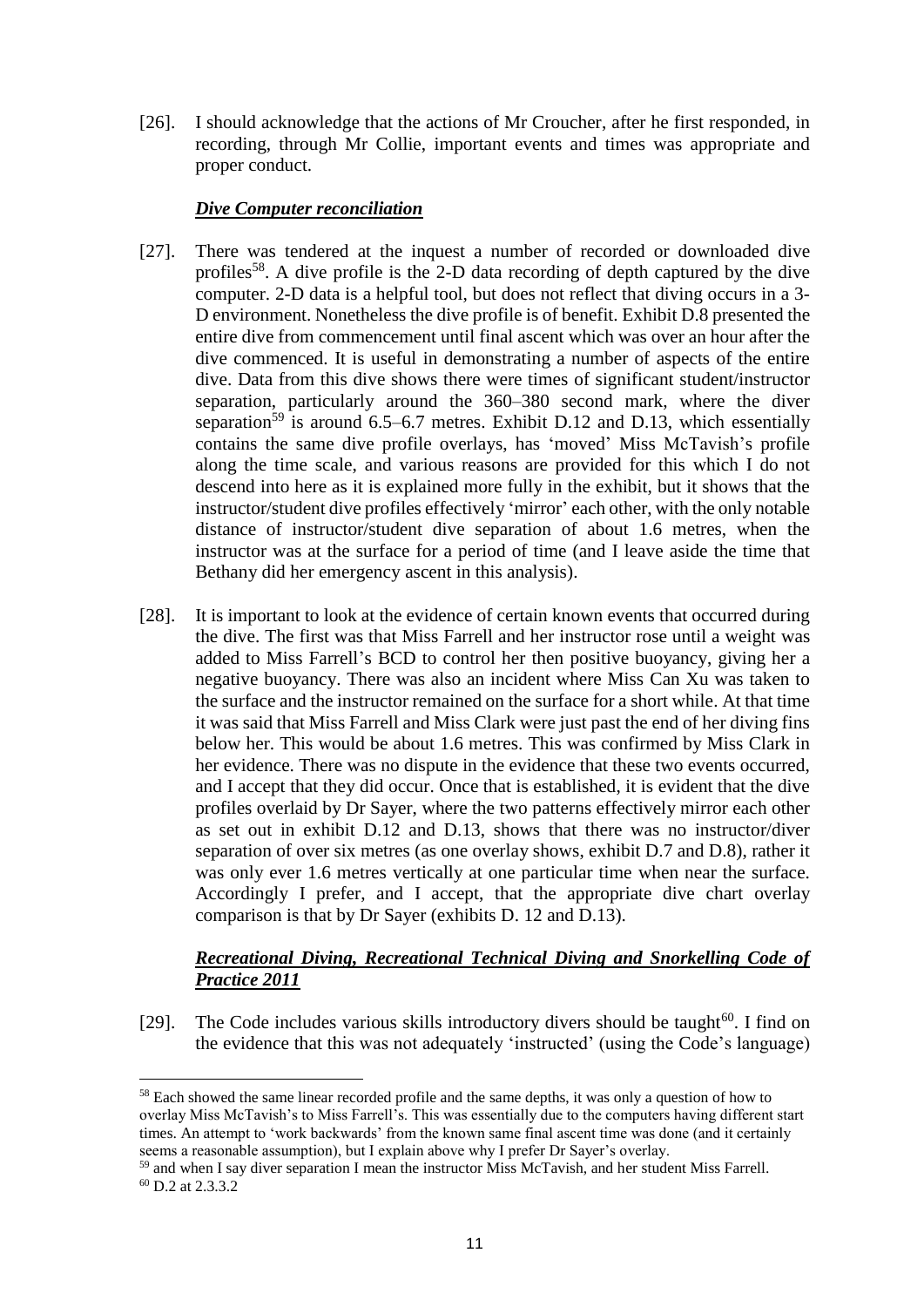[26]. I should acknowledge that the actions of Mr Croucher, after he first responded, in recording, through Mr Collie, important events and times was appropriate and proper conduct.

### ***Dive Computer reconciliation***

[27]. There was tendered at the inquest a number of recorded or downloaded dive profiles[58]. A dive profile is the 2-D data recording of depth captured by the dive computer. 2-D data is a helpful tool, but does not reflect that diving occurs in a 3-D environment. Nonetheless the dive profile is of benefit. Exhibit D.8 presented the entire dive from commencement until final ascent which was over an hour after the dive commenced. It is useful in demonstrating a number of aspects of the entire dive. Data from this dive shows there were times of significant student/instructor separation, particularly around the 360–380 second mark, where the diver separation[59] is around 6.5–6.7 metres. Exhibit D.12 and D.13, which essentially contains the same dive profile overlays, has 'moved' Miss McTavish's profile along the time scale, and various reasons are provided for this which I do not descend into here as it is explained more fully in the exhibit, but it shows that the instructor/student dive profiles effectively 'mirror' each other, with the only notable distance of instructor/student dive separation of about 1.6 metres, when the instructor was at the surface for a period of time (and I leave aside the time that Bethany did her emergency ascent in this analysis).

[28]. It is important to look at the evidence of certain known events that occurred during the dive. The first was that Miss Farrell and her instructor rose until a weight was added to Miss Farrell's BCD to control her then positive buoyancy, giving her a negative buoyancy. There was also an incident where Miss Can Xu was taken to the surface and the instructor remained on the surface for a short while. At that time it was said that Miss Farrell and Miss Clark were just past the end of her diving fins below her. This would be about 1.6 metres. This was confirmed by Miss Clark in her evidence. There was no dispute in the evidence that these two events occurred, and I accept that they did occur. Once that is established, it is evident that the dive profiles overlaid by Dr Sayer, where the two patterns effectively mirror each other as set out in exhibit D.12 and D.13, shows that there was no instructor/diver separation of over six metres (as one overlay shows, exhibit D.7 and D.8), rather it was only ever 1.6 metres vertically at one particular time when near the surface. Accordingly I prefer, and I accept, that the appropriate dive chart overlay comparison is that by Dr Sayer (exhibits D. 12 and D.13).

### ***Recreational Diving, Recreational Technical Diving and Snorkelling Code of Practice 2011***

[29]. The Code includes various skills introductory divers should be taught[60]. I find on the evidence that this was not adequately 'instructed' (using the Code's language)

---

[58] Each showed the same linear recorded profile and the same depths, it was only a question of how to overlay Miss McTavish's to Miss Farrell's. This was essentially due to the computers having different start times. An attempt to 'work backwards' from the known same final ascent time was done (and it certainly seems a reasonable assumption), but I explain above why I prefer Dr Sayer's overlay.

[59] and when I say diver separation I mean the instructor Miss McTavish, and her student Miss Farrell.

[60] D.2 at 2.3.3.2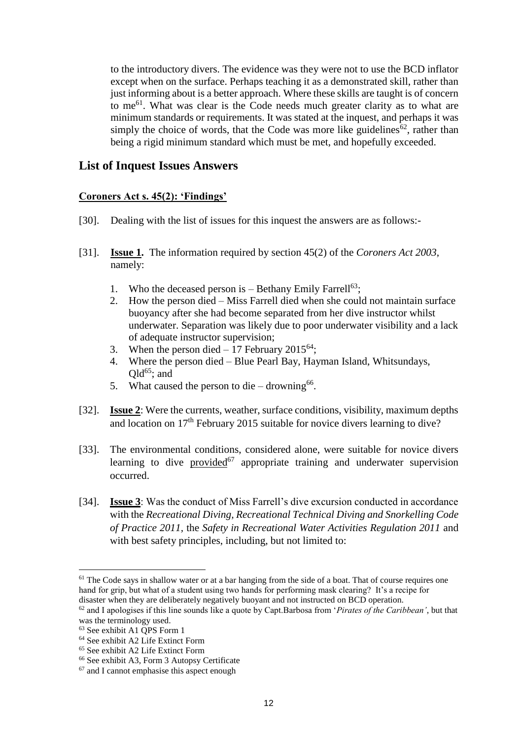to the introductory divers. The evidence was they were not to use the BCD inflator except when on the surface. Perhaps teaching it as a demonstrated skill, rather than just informing about is a better approach. Where these skills are taught is of concern to me[61]. What was clear is the Code needs much greater clarity as to what are minimum standards or requirements. It was stated at the inquest, and perhaps it was simply the choice of words, that the Code was more like guidelines[62], rather than being a rigid minimum standard which must be met, and hopefully exceeded.

## List of Inquest Issues Answers

**Coroners Act s. 45(2): 'Findings'**

[30]. Dealing with the list of issues for this inquest the answers are as follows:-

[31]. **Issue 1.** The information required by section 45(2) of the *Coroners Act 2003*, namely:

1. Who the deceased person is – Bethany Emily Farrell[63];
2. How the person died – Miss Farrell died when she could not maintain surface buoyancy after she had become separated from her dive instructor whilst underwater. Separation was likely due to poor underwater visibility and a lack of adequate instructor supervision;
3. When the person died – 17 February 2015[64];
4. Where the person died – Blue Pearl Bay, Hayman Island, Whitsundays, Qld[65]; and
5. What caused the person to die – drowning[66].

[32]. **Issue 2**: Were the currents, weather, surface conditions, visibility, maximum depths and location on 17th February 2015 suitable for novice divers learning to dive?

[33]. The environmental conditions, considered alone, were suitable for novice divers learning to dive provided[67] appropriate training and underwater supervision occurred.

[34]. **Issue 3**: Was the conduct of Miss Farrell's dive excursion conducted in accordance with the *Recreational Diving, Recreational Technical Diving and Snorkelling Code of Practice 2011,* the *Safety in Recreational Water Activities Regulation 2011* and with best safety principles, including, but not limited to:

---

[61] The Code says in shallow water or at a bar hanging from the side of a boat. That of course requires one hand for grip, but what of a student using two hands for performing mask clearing? It's a recipe for disaster when they are deliberately negatively buoyant and not instructed on BCD operation.

[62] and I apologises if this line sounds like a quote by Capt.Barbosa from '*Pirates of the Caribbean'*, but that was the terminology used.

[63] See exhibit A1 QPS Form 1

[64] See exhibit A2 Life Extinct Form

[65] See exhibit A2 Life Extinct Form

[66] See exhibit A3, Form 3 Autopsy Certificate

[67] and I cannot emphasise this aspect enough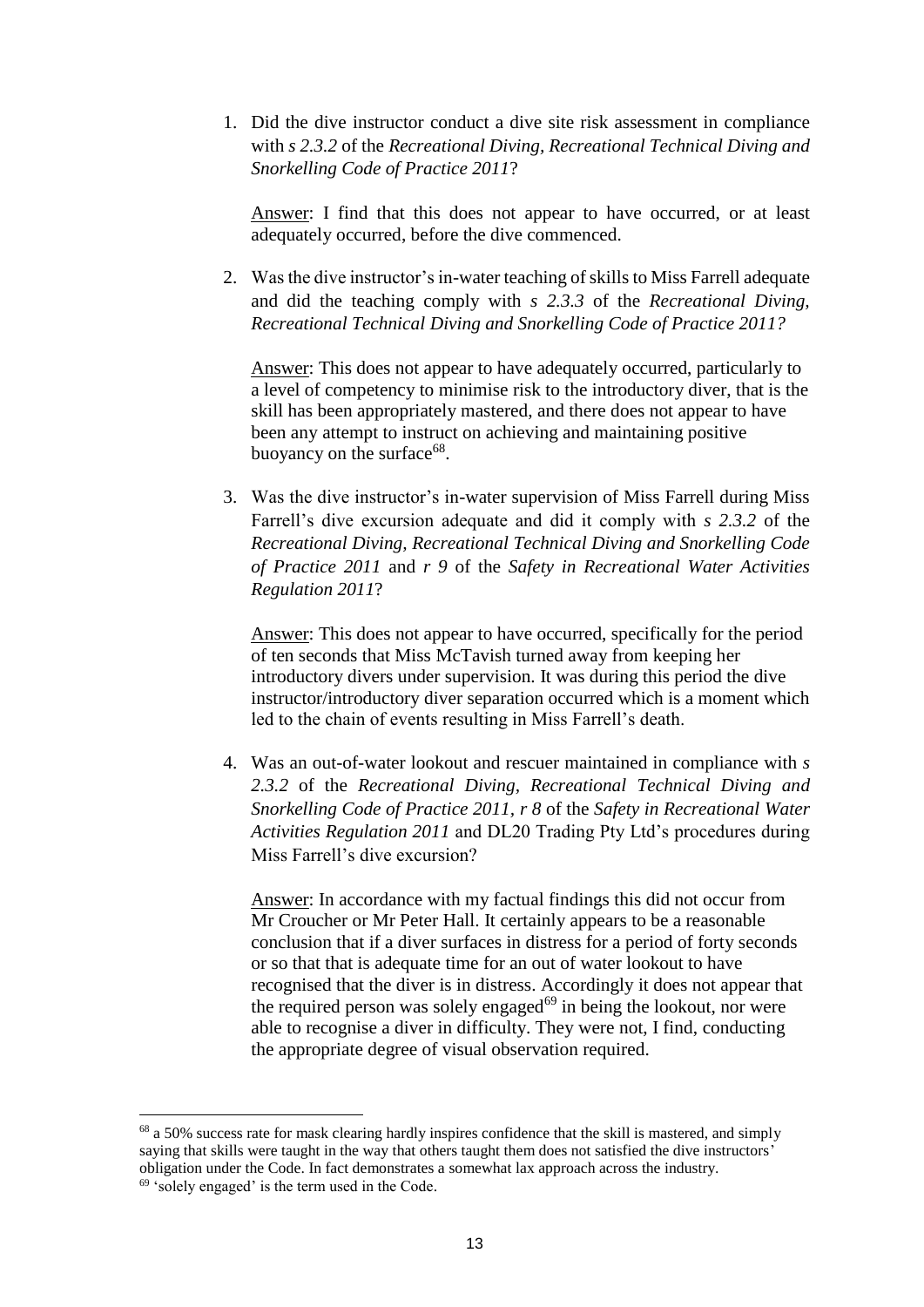1. Did the dive instructor conduct a dive site risk assessment in compliance with *s 2.3.2* of the *Recreational Diving, Recreational Technical Diving and Snorkelling Code of Practice 2011*?

   Answer: I find that this does not appear to have occurred, or at least adequately occurred, before the dive commenced.

2. Was the dive instructor's in-water teaching of skills to Miss Farrell adequate and did the teaching comply with *s 2.3.3* of the *Recreational Diving, Recreational Technical Diving and Snorkelling Code of Practice 2011?*

   Answer: This does not appear to have adequately occurred, particularly to a level of competency to minimise risk to the introductory diver, that is the skill has been appropriately mastered, and there does not appear to have been any attempt to instruct on achieving and maintaining positive buoyancy on the surface[68].

3. Was the dive instructor's in-water supervision of Miss Farrell during Miss Farrell's dive excursion adequate and did it comply with *s 2.3.2* of the *Recreational Diving, Recreational Technical Diving and Snorkelling Code of Practice 2011* and *r 9* of the *Safety in Recreational Water Activities Regulation 2011*?

   Answer: This does not appear to have occurred, specifically for the period of ten seconds that Miss McTavish turned away from keeping her introductory divers under supervision. It was during this period the dive instructor/introductory diver separation occurred which is a moment which led to the chain of events resulting in Miss Farrell's death.

4. Was an out-of-water lookout and rescuer maintained in compliance with *s 2.3.2* of the *Recreational Diving, Recreational Technical Diving and Snorkelling Code of Practice 2011, r 8* of the *Safety in Recreational Water Activities Regulation 2011* and DL20 Trading Pty Ltd's procedures during Miss Farrell's dive excursion?

   Answer: In accordance with my factual findings this did not occur from Mr Croucher or Mr Peter Hall. It certainly appears to be a reasonable conclusion that if a diver surfaces in distress for a period of forty seconds or so that that is adequate time for an out of water lookout to have recognised that the diver is in distress. Accordingly it does not appear that the required person was solely engaged[69] in being the lookout, nor were able to recognise a diver in difficulty. They were not, I find, conducting the appropriate degree of visual observation required.

---

[68] a 50% success rate for mask clearing hardly inspires confidence that the skill is mastered, and simply saying that skills were taught in the way that others taught them does not satisfied the dive instructors' obligation under the Code. In fact demonstrates a somewhat lax approach across the industry.

[69] 'solely engaged' is the term used in the Code.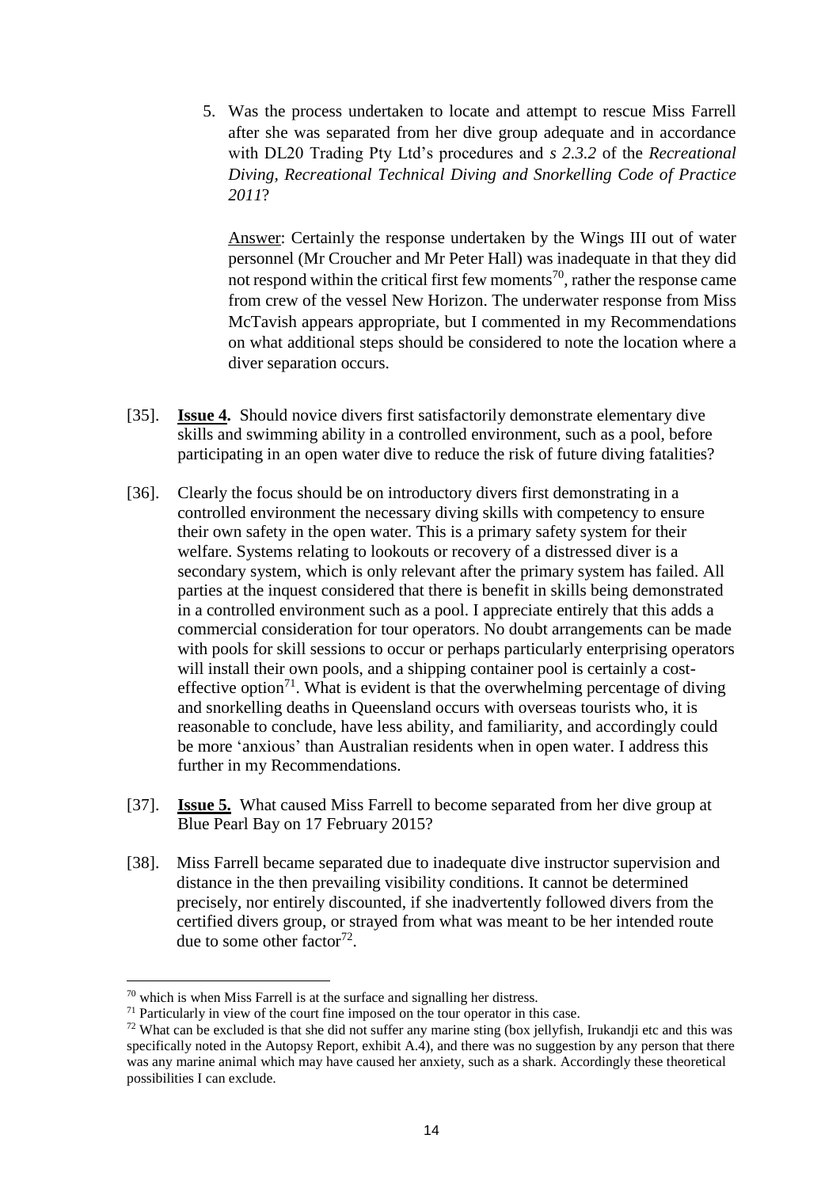5. Was the process undertaken to locate and attempt to rescue Miss Farrell after she was separated from her dive group adequate and in accordance with DL20 Trading Pty Ltd's procedures and *s 2.3.2* of the *Recreational Diving, Recreational Technical Diving and Snorkelling Code of Practice 2011*?

   Answer: Certainly the response undertaken by the Wings III out of water personnel (Mr Croucher and Mr Peter Hall) was inadequate in that they did not respond within the critical first few moments[70], rather the response came from crew of the vessel New Horizon. The underwater response from Miss McTavish appears appropriate, but I commented in my Recommendations on what additional steps should be considered to note the location where a diver separation occurs.

[35]. **Issue 4.** Should novice divers first satisfactorily demonstrate elementary dive skills and swimming ability in a controlled environment, such as a pool, before participating in an open water dive to reduce the risk of future diving fatalities?

[36]. Clearly the focus should be on introductory divers first demonstrating in a controlled environment the necessary diving skills with competency to ensure their own safety in the open water. This is a primary safety system for their welfare. Systems relating to lookouts or recovery of a distressed diver is a secondary system, which is only relevant after the primary system has failed. All parties at the inquest considered that there is benefit in skills being demonstrated in a controlled environment such as a pool. I appreciate entirely that this adds a commercial consideration for tour operators. No doubt arrangements can be made with pools for skill sessions to occur or perhaps particularly enterprising operators will install their own pools, and a shipping container pool is certainly a cost-effective option[71]. What is evident is that the overwhelming percentage of diving and snorkelling deaths in Queensland occurs with overseas tourists who, it is reasonable to conclude, have less ability, and familiarity, and accordingly could be more 'anxious' than Australian residents when in open water. I address this further in my Recommendations.

[37]. **Issue 5.** What caused Miss Farrell to become separated from her dive group at Blue Pearl Bay on 17 February 2015?

[38]. Miss Farrell became separated due to inadequate dive instructor supervision and distance in the then prevailing visibility conditions. It cannot be determined precisely, nor entirely discounted, if she inadvertently followed divers from the certified divers group, or strayed from what was meant to be her intended route due to some other factor[72].

---

[70] which is when Miss Farrell is at the surface and signalling her distress.

[71] Particularly in view of the court fine imposed on the tour operator in this case.

[72] What can be excluded is that she did not suffer any marine sting (box jellyfish, Irukandji etc and this was specifically noted in the Autopsy Report, exhibit A.4), and there was no suggestion by any person that there was any marine animal which may have caused her anxiety, such as a shark. Accordingly these theoretical possibilities I can exclude.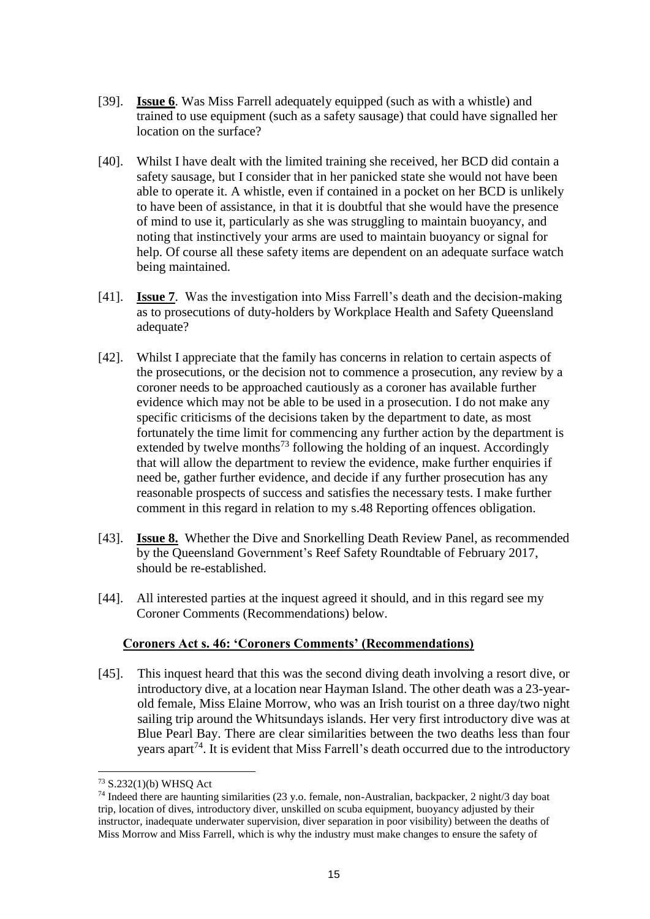[39]. **Issue 6**. Was Miss Farrell adequately equipped (such as with a whistle) and trained to use equipment (such as a safety sausage) that could have signalled her location on the surface?

[40]. Whilst I have dealt with the limited training she received, her BCD did contain a safety sausage, but I consider that in her panicked state she would not have been able to operate it. A whistle, even if contained in a pocket on her BCD is unlikely to have been of assistance, in that it is doubtful that she would have the presence of mind to use it, particularly as she was struggling to maintain buoyancy, and noting that instinctively your arms are used to maintain buoyancy or signal for help. Of course all these safety items are dependent on an adequate surface watch being maintained.

[41]. **Issue 7**. Was the investigation into Miss Farrell's death and the decision-making as to prosecutions of duty-holders by Workplace Health and Safety Queensland adequate?

[42]. Whilst I appreciate that the family has concerns in relation to certain aspects of the prosecutions, or the decision not to commence a prosecution, any review by a coroner needs to be approached cautiously as a coroner has available further evidence which may not be able to be used in a prosecution. I do not make any specific criticisms of the decisions taken by the department to date, as most fortunately the time limit for commencing any further action by the department is extended by twelve months[73] following the holding of an inquest. Accordingly that will allow the department to review the evidence, make further enquiries if need be, gather further evidence, and decide if any further prosecution has any reasonable prospects of success and satisfies the necessary tests. I make further comment in this regard in relation to my s.48 Reporting offences obligation.

[43]. **Issue 8.** Whether the Dive and Snorkelling Death Review Panel, as recommended by the Queensland Government's Reef Safety Roundtable of February 2017, should be re-established.

[44]. All interested parties at the inquest agreed it should, and in this regard see my Coroner Comments (Recommendations) below.

## Coroners Act s. 46: 'Coroners Comments' (Recommendations)

[45]. This inquest heard that this was the second diving death involving a resort dive, or introductory dive, at a location near Hayman Island. The other death was a 23-year-old female, Miss Elaine Morrow, who was an Irish tourist on a three day/two night sailing trip around the Whitsundays islands. Her very first introductory dive was at Blue Pearl Bay. There are clear similarities between the two deaths less than four years apart[74]. It is evident that Miss Farrell's death occurred due to the introductory

---

[73] S.232(1)(b) WHSQ Act

[74] Indeed there are haunting similarities (23 y.o. female, non-Australian, backpacker, 2 night/3 day boat trip, location of dives, introductory diver, unskilled on scuba equipment, buoyancy adjusted by their instructor, inadequate underwater supervision, diver separation in poor visibility) between the deaths of Miss Morrow and Miss Farrell, which is why the industry must make changes to ensure the safety of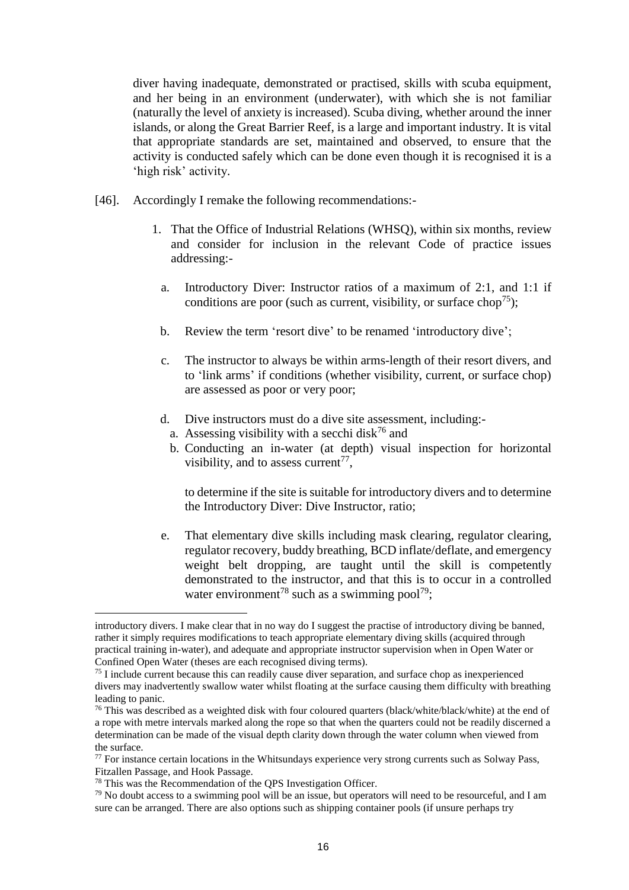diver having inadequate, demonstrated or practised, skills with scuba equipment, and her being in an environment (underwater), with which she is not familiar (naturally the level of anxiety is increased). Scuba diving, whether around the inner islands, or along the Great Barrier Reef, is a large and important industry. It is vital that appropriate standards are set, maintained and observed, to ensure that the activity is conducted safely which can be done even though it is recognised it is a 'high risk' activity.

[46]. Accordingly I remake the following recommendations:-

1. That the Office of Industrial Relations (WHSQ), within six months, review and consider for inclusion in the relevant Code of practice issues addressing:-

   a. Introductory Diver: Instructor ratios of a maximum of 2:1, and 1:1 if conditions are poor (such as current, visibility, or surface chop[75]);

   b. Review the term 'resort dive' to be renamed 'introductory dive';

   c. The instructor to always be within arms-length of their resort divers, and to 'link arms' if conditions (whether visibility, current, or surface chop) are assessed as poor or very poor;

   d. Dive instructors must do a dive site assessment, including:-
      a. Assessing visibility with a secchi disk[76] and
      b. Conducting an in-water (at depth) visual inspection for horizontal visibility, and to assess current[77],

      to determine if the site is suitable for introductory divers and to determine the Introductory Diver: Dive Instructor, ratio;

   e. That elementary dive skills including mask clearing, regulator clearing, regulator recovery, buddy breathing, BCD inflate/deflate, and emergency weight belt dropping, are taught until the skill is competently demonstrated to the instructor, and that this is to occur in a controlled water environment[78] such as a swimming pool[79];

---

introductory divers. I make clear that in no way do I suggest the practise of introductory diving be banned, rather it simply requires modifications to teach appropriate elementary diving skills (acquired through practical training in-water), and adequate and appropriate instructor supervision when in Open Water or Confined Open Water (theses are each recognised diving terms).

[75] I include current because this can readily cause diver separation, and surface chop as inexperienced divers may inadvertently swallow water whilst floating at the surface causing them difficulty with breathing leading to panic.

[76] This was described as a weighted disk with four coloured quarters (black/white/black/white) at the end of a rope with metre intervals marked along the rope so that when the quarters could not be readily discerned a determination can be made of the visual depth clarity down through the water column when viewed from the surface.

[77] For instance certain locations in the Whitsundays experience very strong currents such as Solway Pass, Fitzallen Passage, and Hook Passage.

[78] This was the Recommendation of the QPS Investigation Officer.

[79] No doubt access to a swimming pool will be an issue, but operators will need to be resourceful, and I am sure can be arranged. There are also options such as shipping container pools (if unsure perhaps try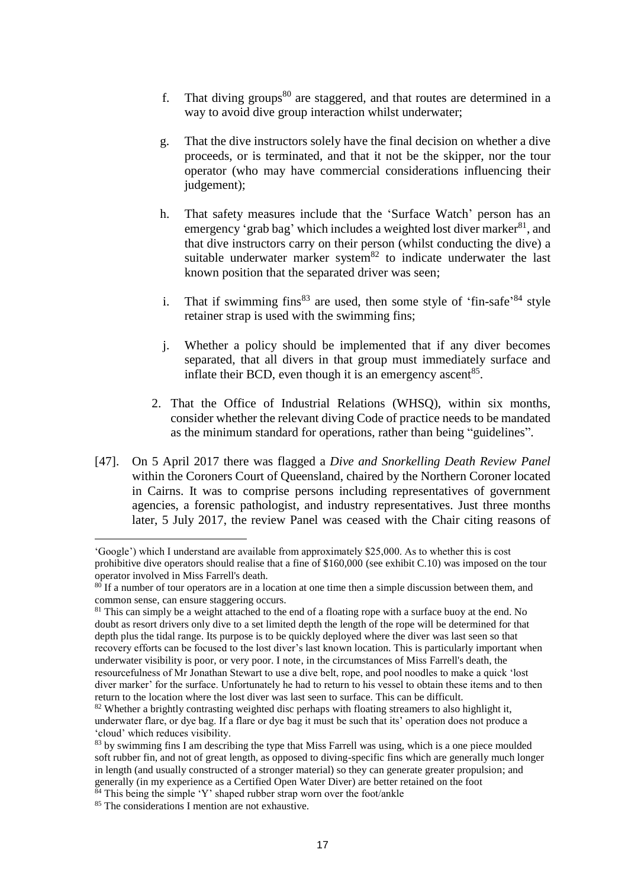f. That diving groups[80] are staggered, and that routes are determined in a way to avoid dive group interaction whilst underwater;

g. That the dive instructors solely have the final decision on whether a dive proceeds, or is terminated, and that it not be the skipper, nor the tour operator (who may have commercial considerations influencing their judgement);

h. That safety measures include that the 'Surface Watch' person has an emergency 'grab bag' which includes a weighted lost diver marker[81], and that dive instructors carry on their person (whilst conducting the dive) a suitable underwater marker system[82] to indicate underwater the last known position that the separated driver was seen;

i. That if swimming fins[83] are used, then some style of 'fin-safe'[84] style retainer strap is used with the swimming fins;

j. Whether a policy should be implemented that if any diver becomes separated, that all divers in that group must immediately surface and inflate their BCD, even though it is an emergency ascent[85].

2. That the Office of Industrial Relations (WHSQ), within six months, consider whether the relevant diving Code of practice needs to be mandated as the minimum standard for operations, rather than being "guidelines".

[47]. On 5 April 2017 there was flagged a *Dive and Snorkelling Death Review Panel* within the Coroners Court of Queensland, chaired by the Northern Coroner located in Cairns. It was to comprise persons including representatives of government agencies, a forensic pathologist, and industry representatives. Just three months later, 5 July 2017, the review Panel was ceased with the Chair citing reasons of

---

'Google') which I understand are available from approximately $25,000. As to whether this is cost prohibitive dive operators should realise that a fine of $160,000 (see exhibit C.10) was imposed on the tour operator involved in Miss Farrell's death.

[80] If a number of tour operators are in a location at one time then a simple discussion between them, and common sense, can ensure staggering occurs.

[81] This can simply be a weight attached to the end of a floating rope with a surface buoy at the end. No doubt as resort drivers only dive to a set limited depth the length of the rope will be determined for that depth plus the tidal range. Its purpose is to be quickly deployed where the diver was last seen so that recovery efforts can be focused to the lost diver's last known location. This is particularly important when underwater visibility is poor, or very poor. I note, in the circumstances of Miss Farrell's death, the resourcefulness of Mr Jonathan Stewart to use a dive belt, rope, and pool noodles to make a quick 'lost diver marker' for the surface. Unfortunately he had to return to his vessel to obtain these items and to then return to the location where the lost diver was last seen to surface. This can be difficult.

[82] Whether a brightly contrasting weighted disc perhaps with floating streamers to also highlight it, underwater flare, or dye bag. If a flare or dye bag it must be such that its' operation does not produce a 'cloud' which reduces visibility.

[83] by swimming fins I am describing the type that Miss Farrell was using, which is a one piece moulded soft rubber fin, and not of great length, as opposed to diving-specific fins which are generally much longer in length (and usually constructed of a stronger material) so they can generate greater propulsion; and generally (in my experience as a Certified Open Water Diver) are better retained on the foot

[84] This being the simple 'Y' shaped rubber strap worn over the foot/ankle

[85] The considerations I mention are not exhaustive.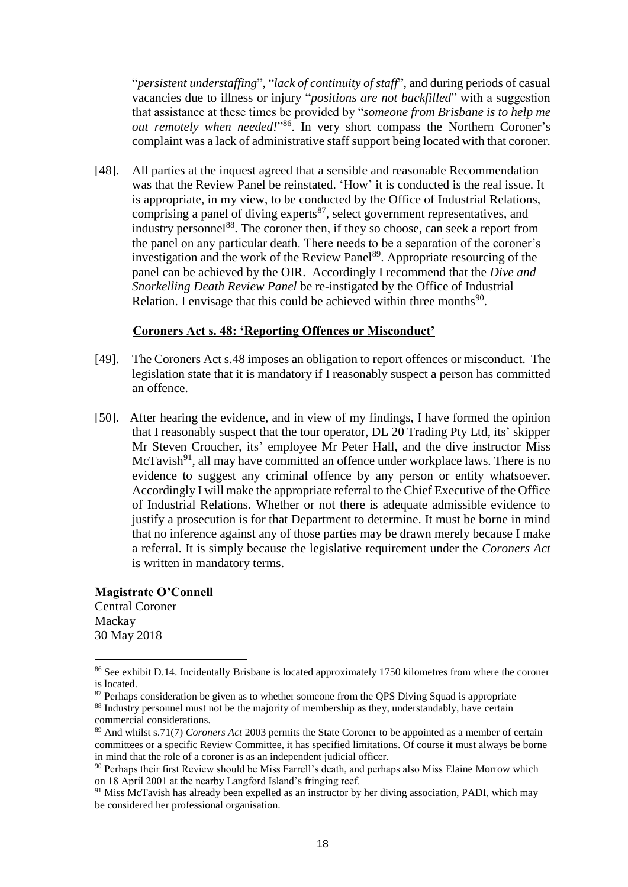"*persistent understaffing*", "*lack of continuity of staff*", and during periods of casual vacancies due to illness or injury "*positions are not backfilled*" with a suggestion that assistance at these times be provided by "*someone from Brisbane is to help me out remotely when needed!*"[86]. In very short compass the Northern Coroner's complaint was a lack of administrative staff support being located with that coroner.

[48]. All parties at the inquest agreed that a sensible and reasonable Recommendation was that the Review Panel be reinstated. 'How' it is conducted is the real issue. It is appropriate, in my view, to be conducted by the Office of Industrial Relations, comprising a panel of diving experts[87], select government representatives, and industry personnel[88]. The coroner then, if they so choose, can seek a report from the panel on any particular death. There needs to be a separation of the coroner's investigation and the work of the Review Panel[89]. Appropriate resourcing of the panel can be achieved by the OIR. Accordingly I recommend that the *Dive and Snorkelling Death Review Panel* be re-instigated by the Office of Industrial Relation. I envisage that this could be achieved within three months[90].

**Coroners Act s. 48: 'Reporting Offences or Misconduct'**

[49]. The Coroners Act s.48 imposes an obligation to report offences or misconduct. The legislation state that it is mandatory if I reasonably suspect a person has committed an offence.

[50]. After hearing the evidence, and in view of my findings, I have formed the opinion that I reasonably suspect that the tour operator, DL 20 Trading Pty Ltd, its' skipper Mr Steven Croucher, its' employee Mr Peter Hall, and the dive instructor Miss McTavish[91], all may have committed an offence under workplace laws. There is no evidence to suggest any criminal offence by any person or entity whatsoever. Accordingly I will make the appropriate referral to the Chief Executive of the Office of Industrial Relations. Whether or not there is adequate admissible evidence to justify a prosecution is for that Department to determine. It must be borne in mind that no inference against any of those parties may be drawn merely because I make a referral. It is simply because the legislative requirement under the *Coroners Act* is written in mandatory terms.

**Magistrate O'Connell**
Central Coroner
Mackay
30 May 2018

---

[86] See exhibit D.14. Incidentally Brisbane is located approximately 1750 kilometres from where the coroner is located.

[87] Perhaps consideration be given as to whether someone from the QPS Diving Squad is appropriate

[88] Industry personnel must not be the majority of membership as they, understandably, have certain commercial considerations.

[89] And whilst s.71(7) *Coroners Act* 2003 permits the State Coroner to be appointed as a member of certain committees or a specific Review Committee, it has specified limitations. Of course it must always be borne in mind that the role of a coroner is as an independent judicial officer.

[90] Perhaps their first Review should be Miss Farrell's death, and perhaps also Miss Elaine Morrow which on 18 April 2001 at the nearby Langford Island's fringing reef.

[91] Miss McTavish has already been expelled as an instructor by her diving association, PADI, which may be considered her professional organisation.